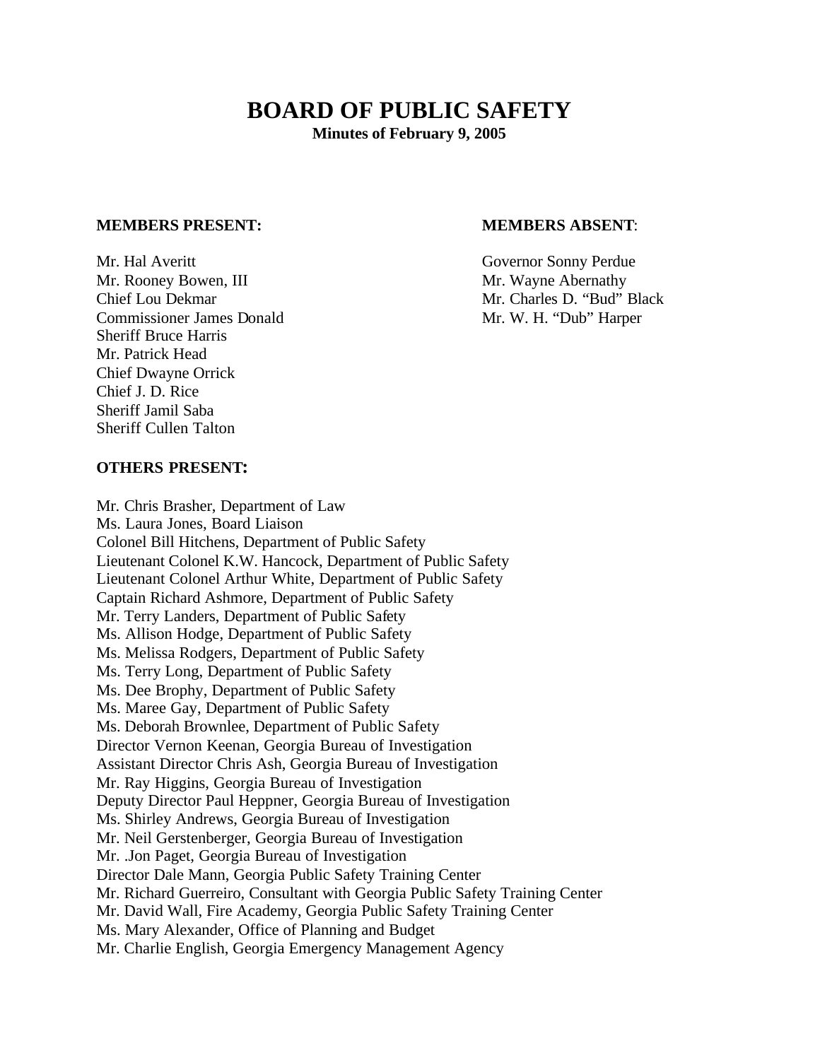# BOARD OF PUBLIC SAFETY

**Minutes of February 9, 2005**

**MEMBERS PRESENT:**

Mr. Hal Averitt
Mr. Rooney Bowen, III
Chief Lou Dekmar
Commissioner James Donald
Sheriff Bruce Harris
Mr. Patrick Head
Chief Dwayne Orrick
Chief J. D. Rice
Sheriff Jamil Saba
Sheriff Cullen Talton

**MEMBERS ABSENT:**

Governor Sonny Perdue
Mr. Wayne Abernathy
Mr. Charles D. "Bud" Black
Mr. W. H. "Dub" Harper

**OTHERS PRESENT:**

Mr. Chris Brasher, Department of Law
Ms. Laura Jones, Board Liaison
Colonel Bill Hitchens, Department of Public Safety
Lieutenant Colonel K.W. Hancock, Department of Public Safety
Lieutenant Colonel Arthur White, Department of Public Safety
Captain Richard Ashmore, Department of Public Safety
Mr. Terry Landers, Department of Public Safety
Ms. Allison Hodge, Department of Public Safety
Ms. Melissa Rodgers, Department of Public Safety
Ms. Terry Long, Department of Public Safety
Ms. Dee Brophy, Department of Public Safety
Ms. Maree Gay, Department of Public Safety
Ms. Deborah Brownlee, Department of Public Safety
Director Vernon Keenan, Georgia Bureau of Investigation
Assistant Director Chris Ash, Georgia Bureau of Investigation
Mr. Ray Higgins, Georgia Bureau of Investigation
Deputy Director Paul Heppner, Georgia Bureau of Investigation
Ms. Shirley Andrews, Georgia Bureau of Investigation
Mr. Neil Gerstenberger, Georgia Bureau of Investigation
Mr. .Jon Paget, Georgia Bureau of Investigation
Director Dale Mann, Georgia Public Safety Training Center
Mr. Richard Guerreiro, Consultant with Georgia Public Safety Training Center
Mr. David Wall, Fire Academy, Georgia Public Safety Training Center
Ms. Mary Alexander, Office of Planning and Budget
Mr. Charlie English, Georgia Emergency Management Agency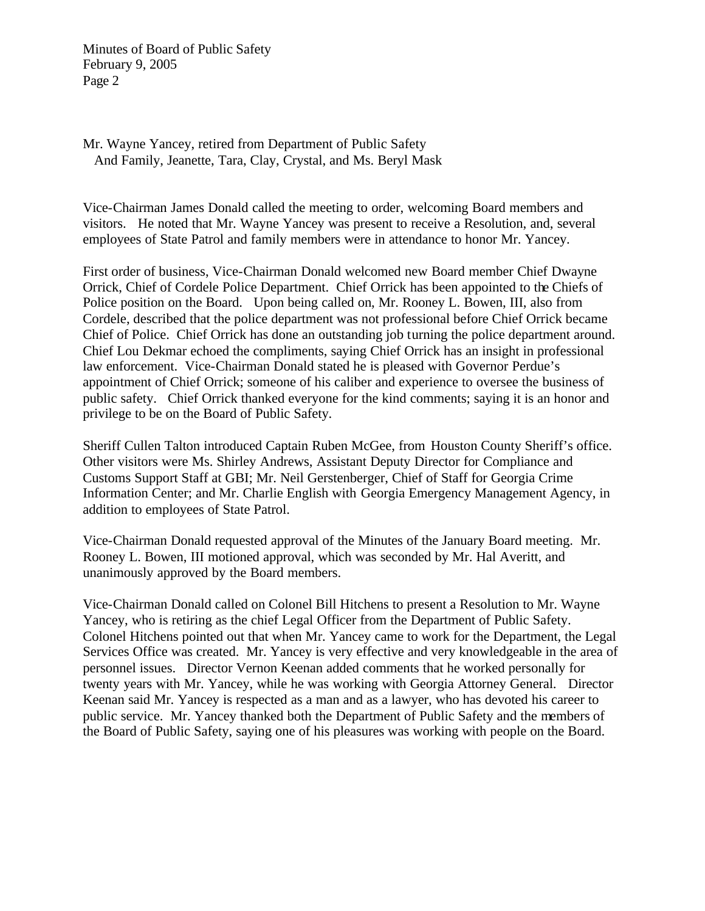Mr. Wayne Yancey, retired from Department of Public Safety
And Family, Jeanette, Tara, Clay, Crystal, and Ms. Beryl Mask

Vice-Chairman James Donald called the meeting to order, welcoming Board members and visitors. He noted that Mr. Wayne Yancey was present to receive a Resolution, and, several employees of State Patrol and family members were in attendance to honor Mr. Yancey.

First order of business, Vice-Chairman Donald welcomed new Board member Chief Dwayne Orrick, Chief of Cordele Police Department. Chief Orrick has been appointed to the Chiefs of Police position on the Board. Upon being called on, Mr. Rooney L. Bowen, III, also from Cordele, described that the police department was not professional before Chief Orrick became Chief of Police. Chief Orrick has done an outstanding job turning the police department around. Chief Lou Dekmar echoed the compliments, saying Chief Orrick has an insight in professional law enforcement. Vice-Chairman Donald stated he is pleased with Governor Perdue's appointment of Chief Orrick; someone of his caliber and experience to oversee the business of public safety. Chief Orrick thanked everyone for the kind comments; saying it is an honor and privilege to be on the Board of Public Safety.

Sheriff Cullen Talton introduced Captain Ruben McGee, from Houston County Sheriff's office. Other visitors were Ms. Shirley Andrews, Assistant Deputy Director for Compliance and Customs Support Staff at GBI; Mr. Neil Gerstenberger, Chief of Staff for Georgia Crime Information Center; and Mr. Charlie English with Georgia Emergency Management Agency, in addition to employees of State Patrol.

Vice-Chairman Donald requested approval of the Minutes of the January Board meeting. Mr. Rooney L. Bowen, III motioned approval, which was seconded by Mr. Hal Averitt, and unanimously approved by the Board members.

Vice-Chairman Donald called on Colonel Bill Hitchens to present a Resolution to Mr. Wayne Yancey, who is retiring as the chief Legal Officer from the Department of Public Safety. Colonel Hitchens pointed out that when Mr. Yancey came to work for the Department, the Legal Services Office was created. Mr. Yancey is very effective and very knowledgeable in the area of personnel issues. Director Vernon Keenan added comments that he worked personally for twenty years with Mr. Yancey, while he was working with Georgia Attorney General. Director Keenan said Mr. Yancey is respected as a man and as a lawyer, who has devoted his career to public service. Mr. Yancey thanked both the Department of Public Safety and the members of the Board of Public Safety, saying one of his pleasures was working with people on the Board.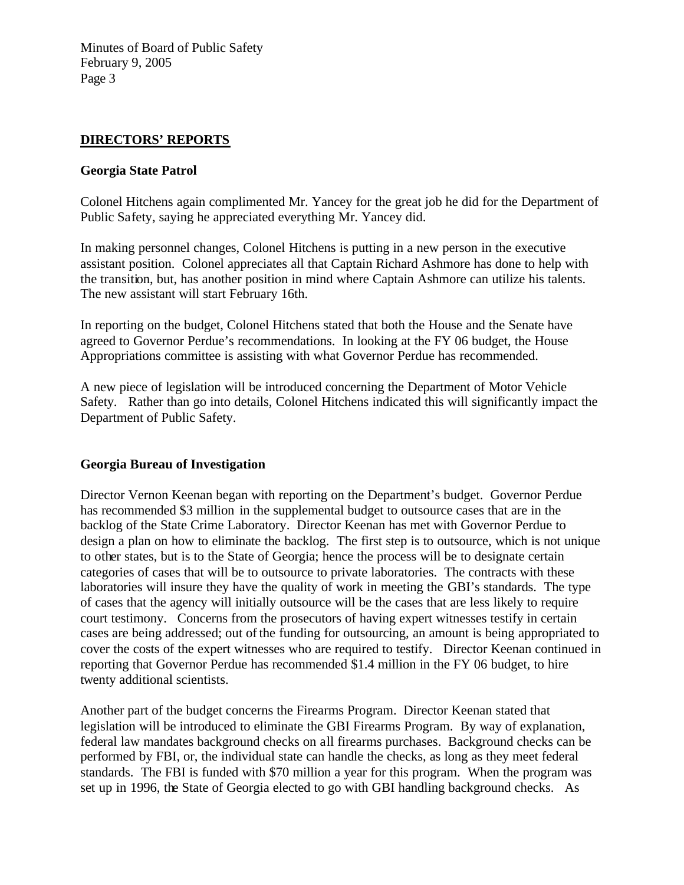## DIRECTORS' REPORTS

### Georgia State Patrol

Colonel Hitchens again complimented Mr. Yancey for the great job he did for the Department of Public Safety, saying he appreciated everything Mr. Yancey did.

In making personnel changes, Colonel Hitchens is putting in a new person in the executive assistant position. Colonel appreciates all that Captain Richard Ashmore has done to help with the transition, but, has another position in mind where Captain Ashmore can utilize his talents. The new assistant will start February 16th.

In reporting on the budget, Colonel Hitchens stated that both the House and the Senate have agreed to Governor Perdue's recommendations. In looking at the FY 06 budget, the House Appropriations committee is assisting with what Governor Perdue has recommended.

A new piece of legislation will be introduced concerning the Department of Motor Vehicle Safety. Rather than go into details, Colonel Hitchens indicated this will significantly impact the Department of Public Safety.

### Georgia Bureau of Investigation

Director Vernon Keenan began with reporting on the Department's budget. Governor Perdue has recommended $3 million in the supplemental budget to outsource cases that are in the backlog of the State Crime Laboratory. Director Keenan has met with Governor Perdue to design a plan on how to eliminate the backlog. The first step is to outsource, which is not unique to other states, but is to the State of Georgia; hence the process will be to designate certain categories of cases that will be to outsource to private laboratories. The contracts with these laboratories will insure they have the quality of work in meeting the GBI's standards. The type of cases that the agency will initially outsource will be the cases that are less likely to require court testimony. Concerns from the prosecutors of having expert witnesses testify in certain cases are being addressed; out of the funding for outsourcing, an amount is being appropriated to cover the costs of the expert witnesses who are required to testify. Director Keenan continued in reporting that Governor Perdue has recommended $1.4 million in the FY 06 budget, to hire twenty additional scientists.

Another part of the budget concerns the Firearms Program. Director Keenan stated that legislation will be introduced to eliminate the GBI Firearms Program. By way of explanation, federal law mandates background checks on all firearms purchases. Background checks can be performed by FBI, or, the individual state can handle the checks, as long as they meet federal standards. The FBI is funded with $70 million a year for this program. When the program was set up in 1996, the State of Georgia elected to go with GBI handling background checks. As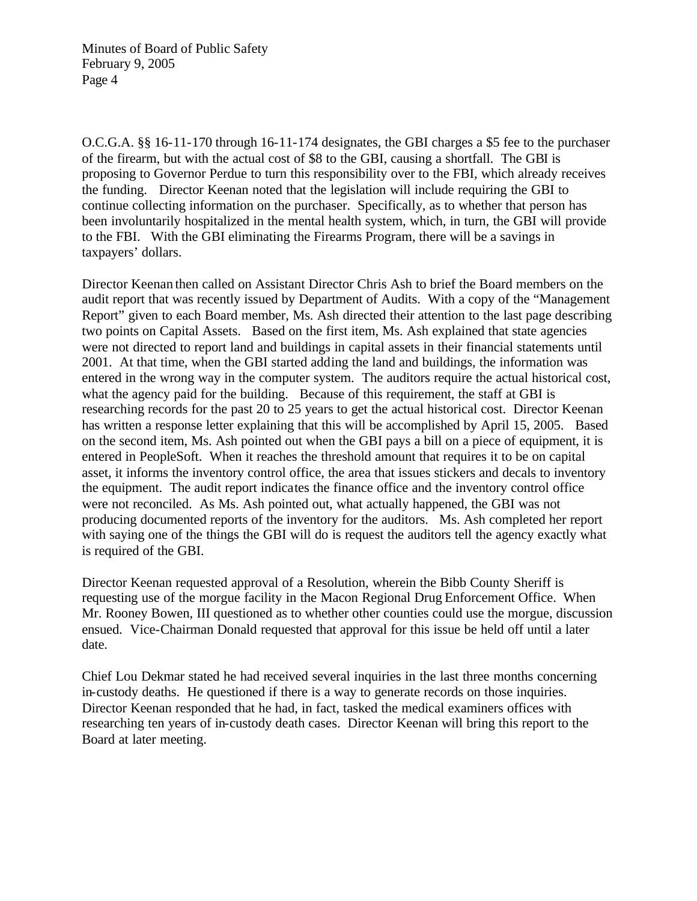O.C.G.A. §§ 16-11-170 through 16-11-174 designates, the GBI charges a $5 fee to the purchaser of the firearm, but with the actual cost of $8 to the GBI, causing a shortfall. The GBI is proposing to Governor Perdue to turn this responsibility over to the FBI, which already receives the funding. Director Keenan noted that the legislation will include requiring the GBI to continue collecting information on the purchaser. Specifically, as to whether that person has been involuntarily hospitalized in the mental health system, which, in turn, the GBI will provide to the FBI. With the GBI eliminating the Firearms Program, there will be a savings in taxpayers' dollars.

Director Keenan then called on Assistant Director Chris Ash to brief the Board members on the audit report that was recently issued by Department of Audits. With a copy of the "Management Report" given to each Board member, Ms. Ash directed their attention to the last page describing two points on Capital Assets. Based on the first item, Ms. Ash explained that state agencies were not directed to report land and buildings in capital assets in their financial statements until 2001. At that time, when the GBI started adding the land and buildings, the information was entered in the wrong way in the computer system. The auditors require the actual historical cost, what the agency paid for the building. Because of this requirement, the staff at GBI is researching records for the past 20 to 25 years to get the actual historical cost. Director Keenan has written a response letter explaining that this will be accomplished by April 15, 2005. Based on the second item, Ms. Ash pointed out when the GBI pays a bill on a piece of equipment, it is entered in PeopleSoft. When it reaches the threshold amount that requires it to be on capital asset, it informs the inventory control office, the area that issues stickers and decals to inventory the equipment. The audit report indicates the finance office and the inventory control office were not reconciled. As Ms. Ash pointed out, what actually happened, the GBI was not producing documented reports of the inventory for the auditors. Ms. Ash completed her report with saying one of the things the GBI will do is request the auditors tell the agency exactly what is required of the GBI.

Director Keenan requested approval of a Resolution, wherein the Bibb County Sheriff is requesting use of the morgue facility in the Macon Regional Drug Enforcement Office. When Mr. Rooney Bowen, III questioned as to whether other counties could use the morgue, discussion ensued. Vice-Chairman Donald requested that approval for this issue be held off until a later date.

Chief Lou Dekmar stated he had received several inquiries in the last three months concerning in-custody deaths. He questioned if there is a way to generate records on those inquiries. Director Keenan responded that he had, in fact, tasked the medical examiners offices with researching ten years of in-custody death cases. Director Keenan will bring this report to the Board at later meeting.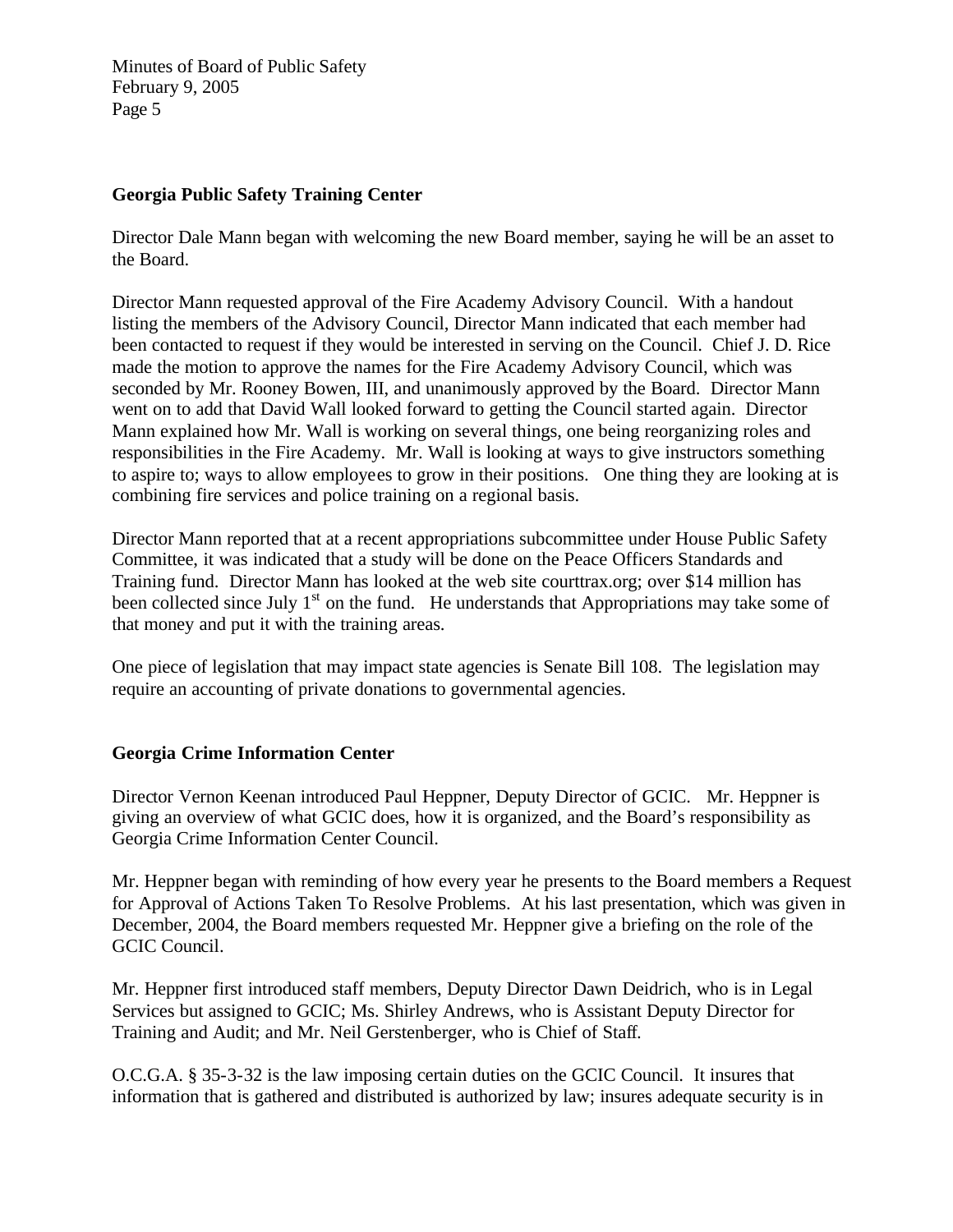## Georgia Public Safety Training Center

Director Dale Mann began with welcoming the new Board member, saying he will be an asset to the Board.

Director Mann requested approval of the Fire Academy Advisory Council. With a handout listing the members of the Advisory Council, Director Mann indicated that each member had been contacted to request if they would be interested in serving on the Council. Chief J. D. Rice made the motion to approve the names for the Fire Academy Advisory Council, which was seconded by Mr. Rooney Bowen, III, and unanimously approved by the Board. Director Mann went on to add that David Wall looked forward to getting the Council started again. Director Mann explained how Mr. Wall is working on several things, one being reorganizing roles and responsibilities in the Fire Academy. Mr. Wall is looking at ways to give instructors something to aspire to; ways to allow employees to grow in their positions. One thing they are looking at is combining fire services and police training on a regional basis.

Director Mann reported that at a recent appropriations subcommittee under House Public Safety Committee, it was indicated that a study will be done on the Peace Officers Standards and Training fund. Director Mann has looked at the web site courttrax.org; over $14 million has been collected since July 1st on the fund. He understands that Appropriations may take some of that money and put it with the training areas.

One piece of legislation that may impact state agencies is Senate Bill 108. The legislation may require an accounting of private donations to governmental agencies.

## Georgia Crime Information Center

Director Vernon Keenan introduced Paul Heppner, Deputy Director of GCIC. Mr. Heppner is giving an overview of what GCIC does, how it is organized, and the Board's responsibility as Georgia Crime Information Center Council.

Mr. Heppner began with reminding of how every year he presents to the Board members a Request for Approval of Actions Taken To Resolve Problems. At his last presentation, which was given in December, 2004, the Board members requested Mr. Heppner give a briefing on the role of the GCIC Council.

Mr. Heppner first introduced staff members, Deputy Director Dawn Deidrich, who is in Legal Services but assigned to GCIC; Ms. Shirley Andrews, who is Assistant Deputy Director for Training and Audit; and Mr. Neil Gerstenberger, who is Chief of Staff.

O.C.G.A. § 35-3-32 is the law imposing certain duties on the GCIC Council. It insures that information that is gathered and distributed is authorized by law; insures adequate security is in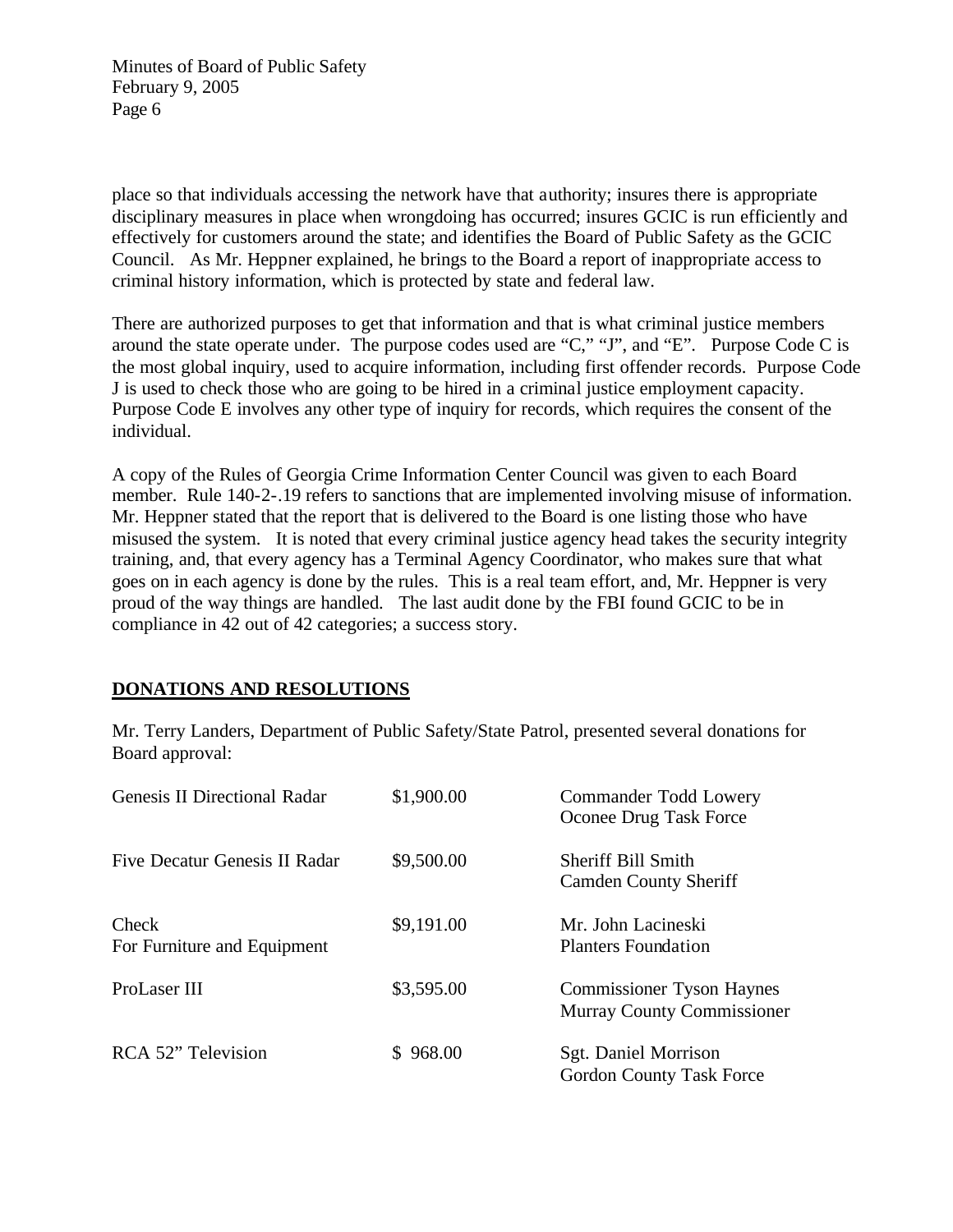place so that individuals accessing the network have that authority; insures there is appropriate disciplinary measures in place when wrongdoing has occurred; insures GCIC is run efficiently and effectively for customers around the state; and identifies the Board of Public Safety as the GCIC Council. As Mr. Heppner explained, he brings to the Board a report of inappropriate access to criminal history information, which is protected by state and federal law.

There are authorized purposes to get that information and that is what criminal justice members around the state operate under. The purpose codes used are "C," "J", and "E". Purpose Code C is the most global inquiry, used to acquire information, including first offender records. Purpose Code J is used to check those who are going to be hired in a criminal justice employment capacity. Purpose Code E involves any other type of inquiry for records, which requires the consent of the individual.

A copy of the Rules of Georgia Crime Information Center Council was given to each Board member. Rule 140-2-.19 refers to sanctions that are implemented involving misuse of information. Mr. Heppner stated that the report that is delivered to the Board is one listing those who have misused the system. It is noted that every criminal justice agency head takes the security integrity training, and, that every agency has a Terminal Agency Coordinator, who makes sure that what goes on in each agency is done by the rules. This is a real team effort, and, Mr. Heppner is very proud of the way things are handled. The last audit done by the FBI found GCIC to be in compliance in 42 out of 42 categories; a success story.

## DONATIONS AND RESOLUTIONS

Mr. Terry Landers, Department of Public Safety/State Patrol, presented several donations for Board approval:

| | | |
|---|---|---|
| Genesis II Directional Radar | $1,900.00 | Commander Todd Lowery<br>Oconee Drug Task Force |
| Five Decatur Genesis II Radar | $9,500.00 | Sheriff Bill Smith<br>Camden County Sheriff |
| Check<br>For Furniture and Equipment | $9,191.00 | Mr. John Lacineski<br>Planters Foundation |
| ProLaser III | $3,595.00 | Commissioner Tyson Haynes<br>Murray County Commissioner |
| RCA 52" Television | $ 968.00 | Sgt. Daniel Morrison<br>Gordon County Task Force |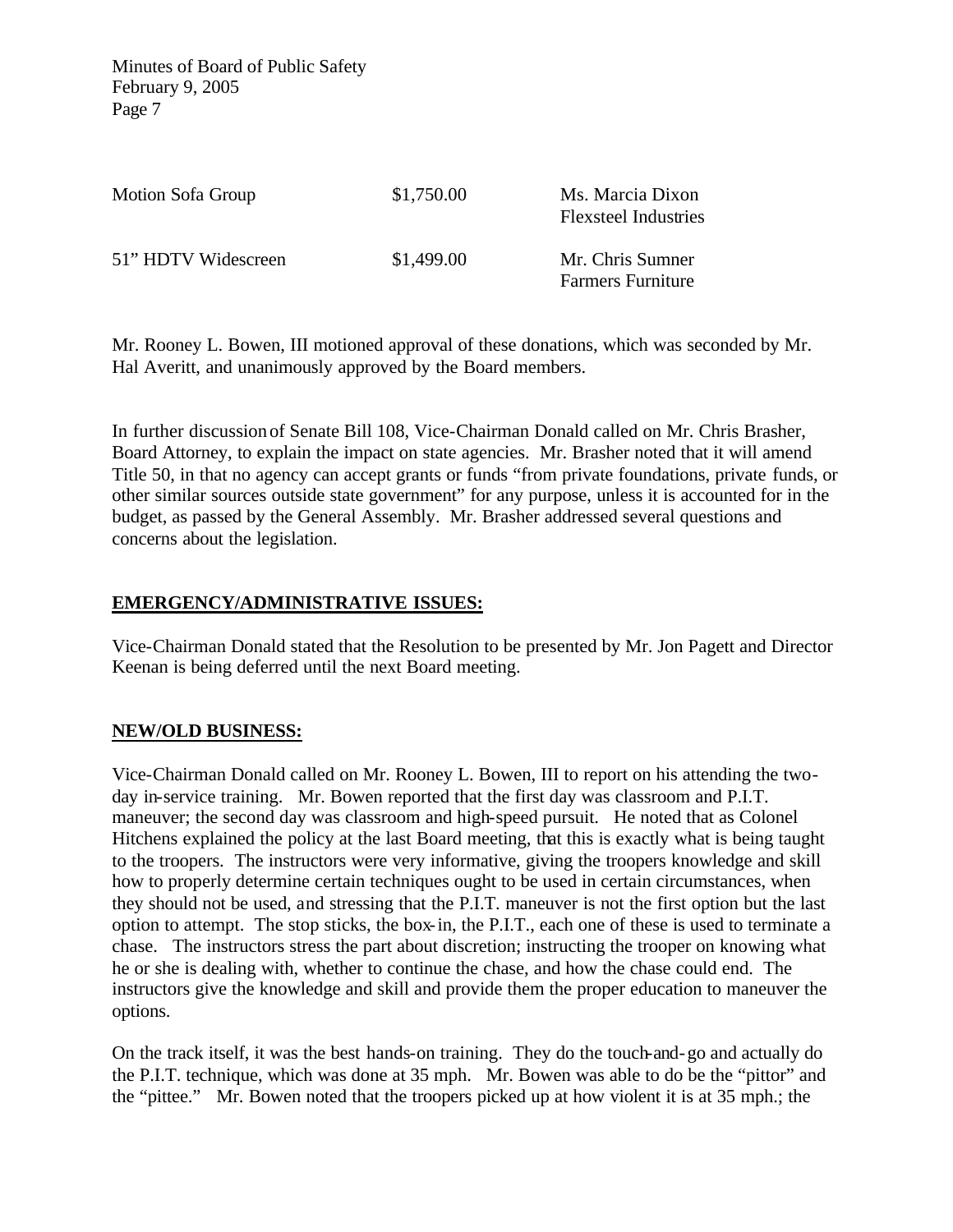| | | |
|---|---|---|
| Motion Sofa Group | \$1,750.00 | Ms. Marcia Dixon<br>Flexsteel Industries |
| 51" HDTV Widescreen | \$1,499.00 | Mr. Chris Sumner<br>Farmers Furniture |

Mr. Rooney L. Bowen, III motioned approval of these donations, which was seconded by Mr. Hal Averitt, and unanimously approved by the Board members.

In further discussion of Senate Bill 108, Vice-Chairman Donald called on Mr. Chris Brasher, Board Attorney, to explain the impact on state agencies. Mr. Brasher noted that it will amend Title 50, in that no agency can accept grants or funds "from private foundations, private funds, or other similar sources outside state government" for any purpose, unless it is accounted for in the budget, as passed by the General Assembly. Mr. Brasher addressed several questions and concerns about the legislation.

## EMERGENCY/ADMINISTRATIVE ISSUES:

Vice-Chairman Donald stated that the Resolution to be presented by Mr. Jon Pagett and Director Keenan is being deferred until the next Board meeting.

## NEW/OLD BUSINESS:

Vice-Chairman Donald called on Mr. Rooney L. Bowen, III to report on his attending the two-day in-service training. Mr. Bowen reported that the first day was classroom and P.I.T. maneuver; the second day was classroom and high-speed pursuit. He noted that as Colonel Hitchens explained the policy at the last Board meeting, that this is exactly what is being taught to the troopers. The instructors were very informative, giving the troopers knowledge and skill how to properly determine certain techniques ought to be used in certain circumstances, when they should not be used, and stressing that the P.I.T. maneuver is not the first option but the last option to attempt. The stop sticks, the box-in, the P.I.T., each one of these is used to terminate a chase. The instructors stress the part about discretion; instructing the trooper on knowing what he or she is dealing with, whether to continue the chase, and how the chase could end. The instructors give the knowledge and skill and provide them the proper education to maneuver the options.

On the track itself, it was the best hands-on training. They do the touch-and-go and actually do the P.I.T. technique, which was done at 35 mph. Mr. Bowen was able to do be the "pittor" and the "pittee." Mr. Bowen noted that the troopers picked up at how violent it is at 35 mph.; the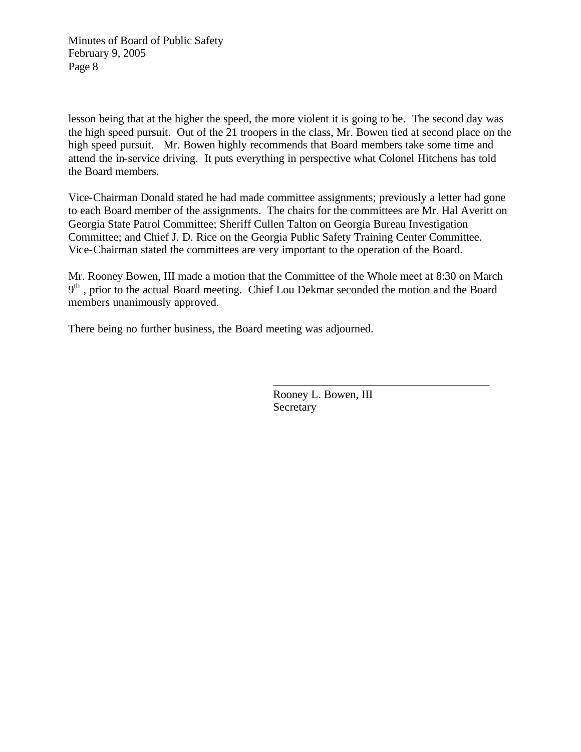lesson being that at the higher the speed, the more violent it is going to be. The second day was the high speed pursuit. Out of the 21 troopers in the class, Mr. Bowen tied at second place on the high speed pursuit. Mr. Bowen highly recommends that Board members take some time and attend the in-service driving. It puts everything in perspective what Colonel Hitchens has told the Board members.

Vice-Chairman Donald stated he had made committee assignments; previously a letter had gone to each Board member of the assignments. The chairs for the committees are Mr. Hal Averitt on Georgia State Patrol Committee; Sheriff Cullen Talton on Georgia Bureau Investigation Committee; and Chief J. D. Rice on the Georgia Public Safety Training Center Committee. Vice-Chairman stated the committees are very important to the operation of the Board.

Mr. Rooney Bowen, III made a motion that the Committee of the Whole meet at 8:30 on March 9th , prior to the actual Board meeting. Chief Lou Dekmar seconded the motion and the Board members unanimously approved.

There being no further business, the Board meeting was adjourned.

\_\_\_\_\_\_\_\_\_\_\_\_\_\_\_\_\_\_\_\_\_\_\_\_\_\_\_\_\_\_\_\_\_\_\_\_\_\_

Rooney L. Bowen, III
Secretary